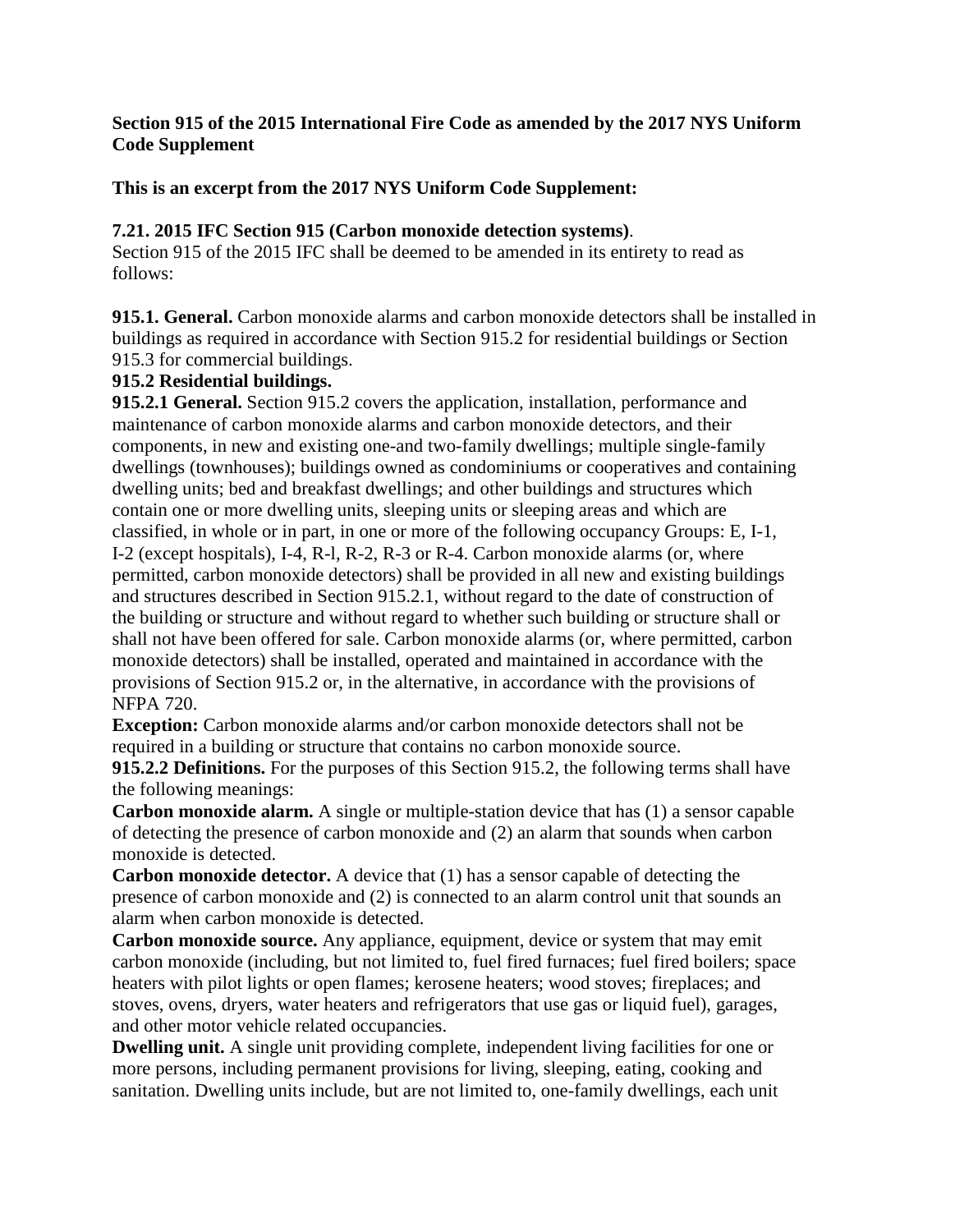**Section 915 of the 2015 International Fire Code as amended by the 2017 NYS Uniform Code Supplement**

**This is an excerpt from the 2017 NYS Uniform Code Supplement:**

**7.21. 2015 IFC Section 915 (Carbon monoxide detection systems)**.
Section 915 of the 2015 IFC shall be deemed to be amended in its entirety to read as follows:

**915.1. General.** Carbon monoxide alarms and carbon monoxide detectors shall be installed in buildings as required in accordance with Section 915.2 for residential buildings or Section 915.3 for commercial buildings.

**915.2 Residential buildings.**

**915.2.1 General.** Section 915.2 covers the application, installation, performance and maintenance of carbon monoxide alarms and carbon monoxide detectors, and their components, in new and existing one-and two-family dwellings; multiple single-family dwellings (townhouses); buildings owned as condominiums or cooperatives and containing dwelling units; bed and breakfast dwellings; and other buildings and structures which contain one or more dwelling units, sleeping units or sleeping areas and which are classified, in whole or in part, in one or more of the following occupancy Groups: E, I-1, I-2 (except hospitals), I-4, R-l, R-2, R-3 or R-4. Carbon monoxide alarms (or, where permitted, carbon monoxide detectors) shall be provided in all new and existing buildings and structures described in Section 915.2.1, without regard to the date of construction of the building or structure and without regard to whether such building or structure shall or shall not have been offered for sale. Carbon monoxide alarms (or, where permitted, carbon monoxide detectors) shall be installed, operated and maintained in accordance with the provisions of Section 915.2 or, in the alternative, in accordance with the provisions of NFPA 720.

**Exception:** Carbon monoxide alarms and/or carbon monoxide detectors shall not be required in a building or structure that contains no carbon monoxide source.

**915.2.2 Definitions.** For the purposes of this Section 915.2, the following terms shall have the following meanings:

**Carbon monoxide alarm.** A single or multiple-station device that has (1) a sensor capable of detecting the presence of carbon monoxide and (2) an alarm that sounds when carbon monoxide is detected.

**Carbon monoxide detector.** A device that (1) has a sensor capable of detecting the presence of carbon monoxide and (2) is connected to an alarm control unit that sounds an alarm when carbon monoxide is detected.

**Carbon monoxide source.** Any appliance, equipment, device or system that may emit carbon monoxide (including, but not limited to, fuel fired furnaces; fuel fired boilers; space heaters with pilot lights or open flames; kerosene heaters; wood stoves; fireplaces; and stoves, ovens, dryers, water heaters and refrigerators that use gas or liquid fuel), garages, and other motor vehicle related occupancies.

**Dwelling unit.** A single unit providing complete, independent living facilities for one or more persons, including permanent provisions for living, sleeping, eating, cooking and sanitation. Dwelling units include, but are not limited to, one-family dwellings, each unit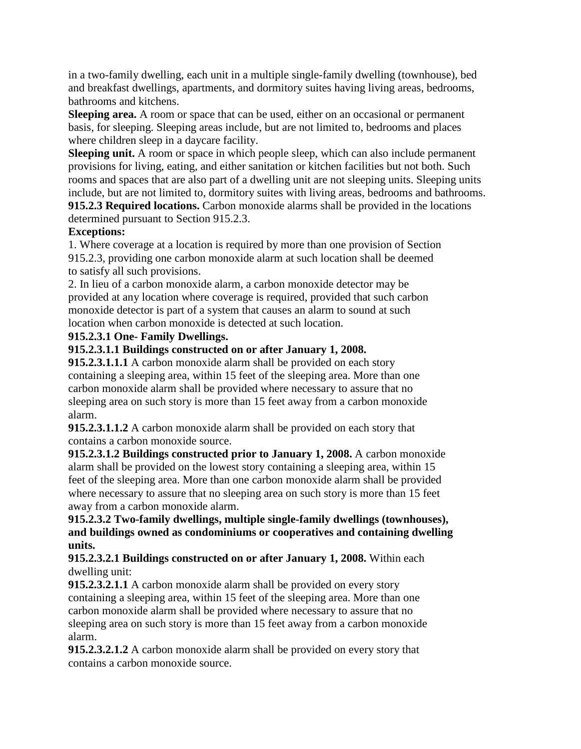in a two-family dwelling, each unit in a multiple single-family dwelling (townhouse), bed and breakfast dwellings, apartments, and dormitory suites having living areas, bedrooms, bathrooms and kitchens.

**Sleeping area.** A room or space that can be used, either on an occasional or permanent basis, for sleeping. Sleeping areas include, but are not limited to, bedrooms and places where children sleep in a daycare facility.

**Sleeping unit.** A room or space in which people sleep, which can also include permanent provisions for living, eating, and either sanitation or kitchen facilities but not both. Such rooms and spaces that are also part of a dwelling unit are not sleeping units. Sleeping units include, but are not limited to, dormitory suites with living areas, bedrooms and bathrooms.

**915.2.3 Required locations.** Carbon monoxide alarms shall be provided in the locations determined pursuant to Section 915.2.3.

**Exceptions:**

1. Where coverage at a location is required by more than one provision of Section 915.2.3, providing one carbon monoxide alarm at such location shall be deemed to satisfy all such provisions.
2. In lieu of a carbon monoxide alarm, a carbon monoxide detector may be provided at any location where coverage is required, provided that such carbon monoxide detector is part of a system that causes an alarm to sound at such location when carbon monoxide is detected at such location.

**915.2.3.1 One- Family Dwellings.**

**915.2.3.1.1 Buildings constructed on or after January 1, 2008.**

**915.2.3.1.1.1** A carbon monoxide alarm shall be provided on each story containing a sleeping area, within 15 feet of the sleeping area. More than one carbon monoxide alarm shall be provided where necessary to assure that no sleeping area on such story is more than 15 feet away from a carbon monoxide alarm.

**915.2.3.1.1.2** A carbon monoxide alarm shall be provided on each story that contains a carbon monoxide source.

**915.2.3.1.2 Buildings constructed prior to January 1, 2008.** A carbon monoxide alarm shall be provided on the lowest story containing a sleeping area, within 15 feet of the sleeping area. More than one carbon monoxide alarm shall be provided where necessary to assure that no sleeping area on such story is more than 15 feet away from a carbon monoxide alarm.

**915.2.3.2 Two-family dwellings, multiple single-family dwellings (townhouses), and buildings owned as condominiums or cooperatives and containing dwelling units.**

**915.2.3.2.1 Buildings constructed on or after January 1, 2008.** Within each dwelling unit:

**915.2.3.2.1.1** A carbon monoxide alarm shall be provided on every story containing a sleeping area, within 15 feet of the sleeping area. More than one carbon monoxide alarm shall be provided where necessary to assure that no sleeping area on such story is more than 15 feet away from a carbon monoxide alarm.

**915.2.3.2.1.2** A carbon monoxide alarm shall be provided on every story that contains a carbon monoxide source.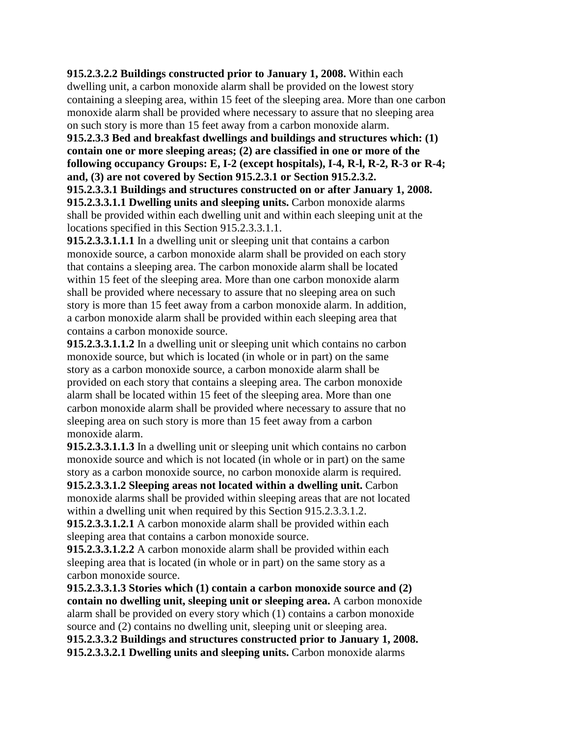**915.2.3.2.2 Buildings constructed prior to January 1, 2008.** Within each dwelling unit, a carbon monoxide alarm shall be provided on the lowest story containing a sleeping area, within 15 feet of the sleeping area. More than one carbon monoxide alarm shall be provided where necessary to assure that no sleeping area on such story is more than 15 feet away from a carbon monoxide alarm.

**915.2.3.3 Bed and breakfast dwellings and buildings and structures which: (1) contain one or more sleeping areas; (2) are classified in one or more of the following occupancy Groups: E, I-2 (except hospitals), I-4, R-l, R-2, R-3 or R-4; and, (3) are not covered by Section 915.2.3.1 or Section 915.2.3.2.**

**915.2.3.3.1 Buildings and structures constructed on or after January 1, 2008.**

**915.2.3.3.1.1 Dwelling units and sleeping units.** Carbon monoxide alarms shall be provided within each dwelling unit and within each sleeping unit at the locations specified in this Section 915.2.3.3.1.1.

**915.2.3.3.1.1.1** In a dwelling unit or sleeping unit that contains a carbon monoxide source, a carbon monoxide alarm shall be provided on each story that contains a sleeping area. The carbon monoxide alarm shall be located within 15 feet of the sleeping area. More than one carbon monoxide alarm shall be provided where necessary to assure that no sleeping area on such story is more than 15 feet away from a carbon monoxide alarm. In addition, a carbon monoxide alarm shall be provided within each sleeping area that contains a carbon monoxide source.

**915.2.3.3.1.1.2** In a dwelling unit or sleeping unit which contains no carbon monoxide source, but which is located (in whole or in part) on the same story as a carbon monoxide source, a carbon monoxide alarm shall be provided on each story that contains a sleeping area. The carbon monoxide alarm shall be located within 15 feet of the sleeping area. More than one carbon monoxide alarm shall be provided where necessary to assure that no sleeping area on such story is more than 15 feet away from a carbon monoxide alarm.

**915.2.3.3.1.1.3** In a dwelling unit or sleeping unit which contains no carbon monoxide source and which is not located (in whole or in part) on the same story as a carbon monoxide source, no carbon monoxide alarm is required.

**915.2.3.3.1.2 Sleeping areas not located within a dwelling unit.** Carbon monoxide alarms shall be provided within sleeping areas that are not located within a dwelling unit when required by this Section 915.2.3.3.1.2.

**915.2.3.3.1.2.1** A carbon monoxide alarm shall be provided within each sleeping area that contains a carbon monoxide source.

**915.2.3.3.1.2.2** A carbon monoxide alarm shall be provided within each sleeping area that is located (in whole or in part) on the same story as a carbon monoxide source.

**915.2.3.3.1.3 Stories which (1) contain a carbon monoxide source and (2) contain no dwelling unit, sleeping unit or sleeping area.** A carbon monoxide alarm shall be provided on every story which (1) contains a carbon monoxide source and (2) contains no dwelling unit, sleeping unit or sleeping area.

**915.2.3.3.2 Buildings and structures constructed prior to January 1, 2008.**

**915.2.3.3.2.1 Dwelling units and sleeping units.** Carbon monoxide alarms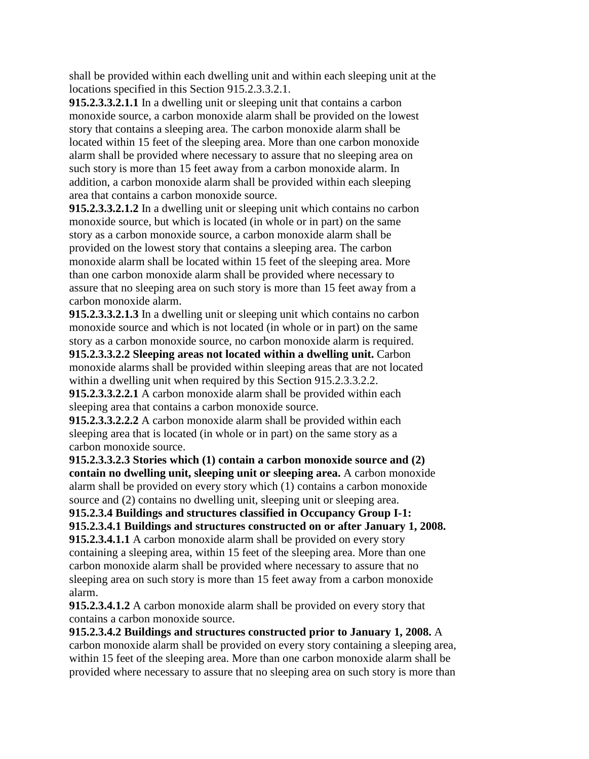shall be provided within each dwelling unit and within each sleeping unit at the locations specified in this Section 915.2.3.3.2.1.

**915.2.3.3.2.1.1** In a dwelling unit or sleeping unit that contains a carbon monoxide source, a carbon monoxide alarm shall be provided on the lowest story that contains a sleeping area. The carbon monoxide alarm shall be located within 15 feet of the sleeping area. More than one carbon monoxide alarm shall be provided where necessary to assure that no sleeping area on such story is more than 15 feet away from a carbon monoxide alarm. In addition, a carbon monoxide alarm shall be provided within each sleeping area that contains a carbon monoxide source.

**915.2.3.3.2.1.2** In a dwelling unit or sleeping unit which contains no carbon monoxide source, but which is located (in whole or in part) on the same story as a carbon monoxide source, a carbon monoxide alarm shall be provided on the lowest story that contains a sleeping area. The carbon monoxide alarm shall be located within 15 feet of the sleeping area. More than one carbon monoxide alarm shall be provided where necessary to assure that no sleeping area on such story is more than 15 feet away from a carbon monoxide alarm.

**915.2.3.3.2.1.3** In a dwelling unit or sleeping unit which contains no carbon monoxide source and which is not located (in whole or in part) on the same story as a carbon monoxide source, no carbon monoxide alarm is required.

**915.2.3.3.2.2 Sleeping areas not located within a dwelling unit.** Carbon monoxide alarms shall be provided within sleeping areas that are not located within a dwelling unit when required by this Section 915.2.3.3.2.2.

**915.2.3.3.2.2.1** A carbon monoxide alarm shall be provided within each sleeping area that contains a carbon monoxide source.

**915.2.3.3.2.2.2** A carbon monoxide alarm shall be provided within each sleeping area that is located (in whole or in part) on the same story as a carbon monoxide source.

**915.2.3.3.2.3 Stories which (1) contain a carbon monoxide source and (2) contain no dwelling unit, sleeping unit or sleeping area.** A carbon monoxide alarm shall be provided on every story which (1) contains a carbon monoxide source and (2) contains no dwelling unit, sleeping unit or sleeping area.

**915.2.3.4 Buildings and structures classified in Occupancy Group I-1:**

**915.2.3.4.1 Buildings and structures constructed on or after January 1, 2008.**

**915.2.3.4.1.1** A carbon monoxide alarm shall be provided on every story containing a sleeping area, within 15 feet of the sleeping area. More than one carbon monoxide alarm shall be provided where necessary to assure that no sleeping area on such story is more than 15 feet away from a carbon monoxide alarm.

**915.2.3.4.1.2** A carbon monoxide alarm shall be provided on every story that contains a carbon monoxide source.

**915.2.3.4.2 Buildings and structures constructed prior to January 1, 2008.** A carbon monoxide alarm shall be provided on every story containing a sleeping area, within 15 feet of the sleeping area. More than one carbon monoxide alarm shall be provided where necessary to assure that no sleeping area on such story is more than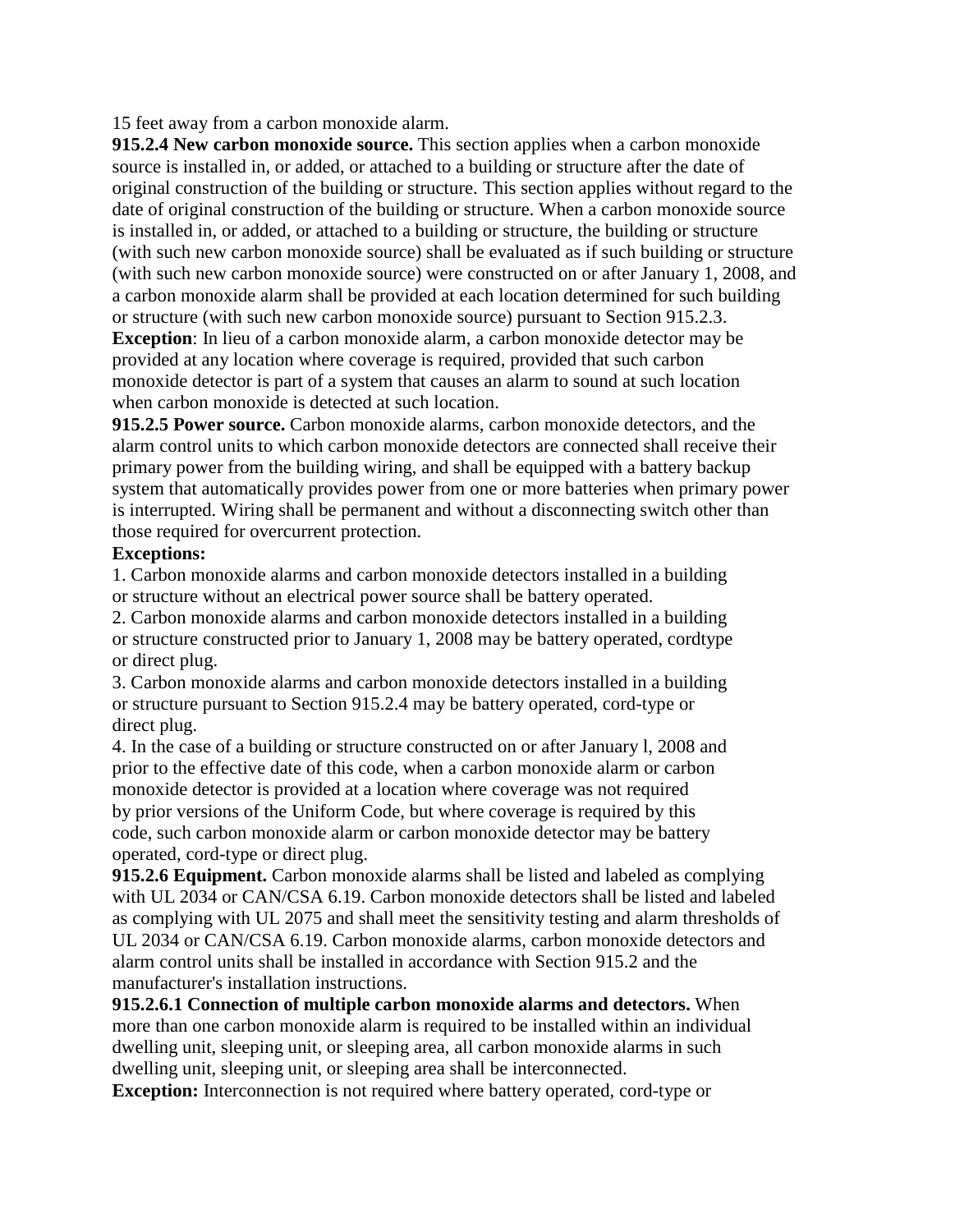15 feet away from a carbon monoxide alarm.

**915.2.4 New carbon monoxide source.** This section applies when a carbon monoxide source is installed in, or added, or attached to a building or structure after the date of original construction of the building or structure. This section applies without regard to the date of original construction of the building or structure. When a carbon monoxide source is installed in, or added, or attached to a building or structure, the building or structure (with such new carbon monoxide source) shall be evaluated as if such building or structure (with such new carbon monoxide source) were constructed on or after January 1, 2008, and a carbon monoxide alarm shall be provided at each location determined for such building or structure (with such new carbon monoxide source) pursuant to Section 915.2.3.

**Exception**: In lieu of a carbon monoxide alarm, a carbon monoxide detector may be provided at any location where coverage is required, provided that such carbon monoxide detector is part of a system that causes an alarm to sound at such location when carbon monoxide is detected at such location.

**915.2.5 Power source.** Carbon monoxide alarms, carbon monoxide detectors, and the alarm control units to which carbon monoxide detectors are connected shall receive their primary power from the building wiring, and shall be equipped with a battery backup system that automatically provides power from one or more batteries when primary power is interrupted. Wiring shall be permanent and without a disconnecting switch other than those required for overcurrent protection.

**Exceptions:**

1. Carbon monoxide alarms and carbon monoxide detectors installed in a building or structure without an electrical power source shall be battery operated.
2. Carbon monoxide alarms and carbon monoxide detectors installed in a building or structure constructed prior to January 1, 2008 may be battery operated, cordtype or direct plug.
3. Carbon monoxide alarms and carbon monoxide detectors installed in a building or structure pursuant to Section 915.2.4 may be battery operated, cord-type or direct plug.
4. In the case of a building or structure constructed on or after January l, 2008 and prior to the effective date of this code, when a carbon monoxide alarm or carbon monoxide detector is provided at a location where coverage was not required by prior versions of the Uniform Code, but where coverage is required by this code, such carbon monoxide alarm or carbon monoxide detector may be battery operated, cord-type or direct plug.

**915.2.6 Equipment.** Carbon monoxide alarms shall be listed and labeled as complying with UL 2034 or CAN/CSA 6.19. Carbon monoxide detectors shall be listed and labeled as complying with UL 2075 and shall meet the sensitivity testing and alarm thresholds of UL 2034 or CAN/CSA 6.19. Carbon monoxide alarms, carbon monoxide detectors and alarm control units shall be installed in accordance with Section 915.2 and the manufacturer's installation instructions.

**915.2.6.1 Connection of multiple carbon monoxide alarms and detectors.** When more than one carbon monoxide alarm is required to be installed within an individual dwelling unit, sleeping unit, or sleeping area, all carbon monoxide alarms in such dwelling unit, sleeping unit, or sleeping area shall be interconnected.

**Exception:** Interconnection is not required where battery operated, cord-type or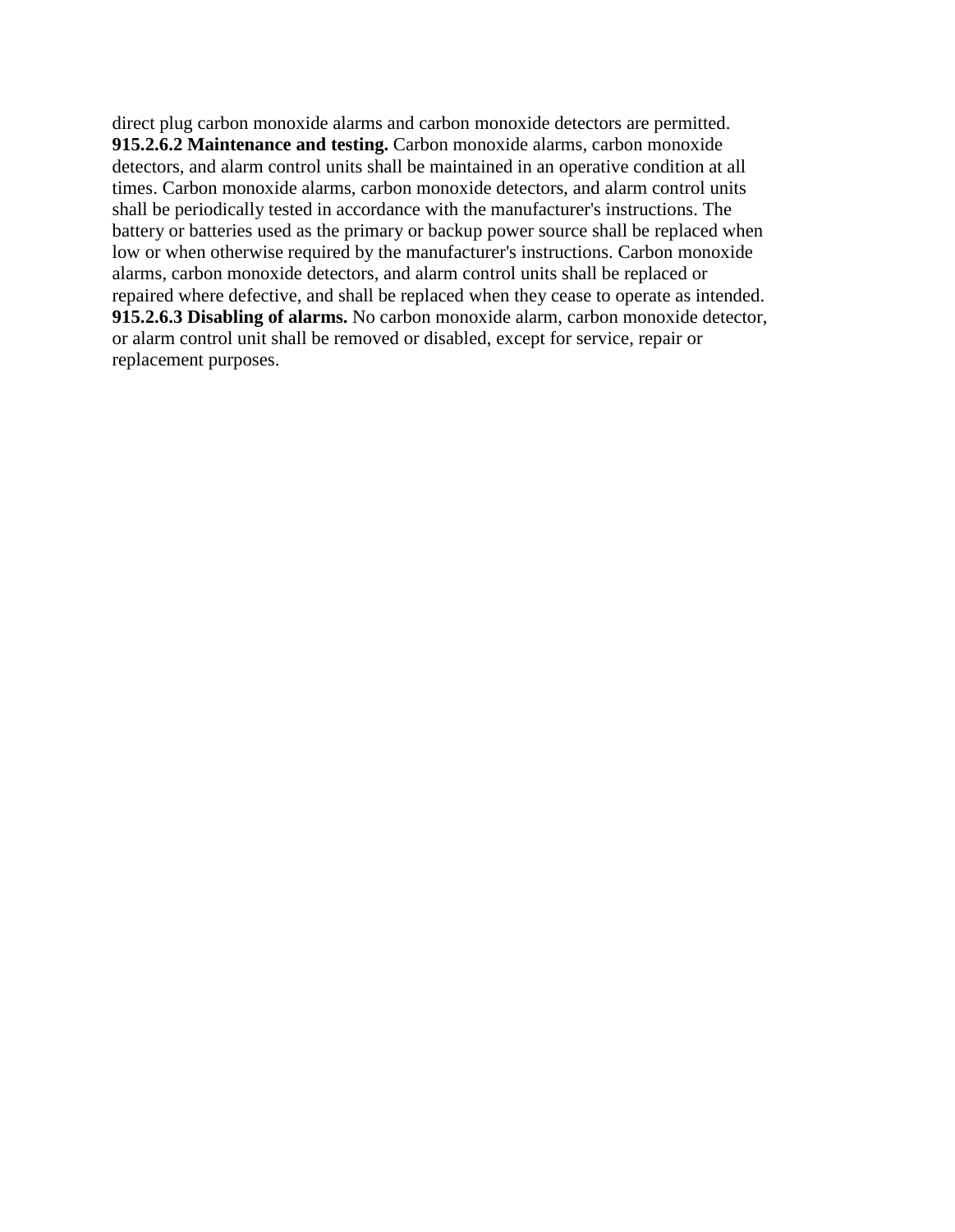direct plug carbon monoxide alarms and carbon monoxide detectors are permitted.

**915.2.6.2 Maintenance and testing.** Carbon monoxide alarms, carbon monoxide detectors, and alarm control units shall be maintained in an operative condition at all times. Carbon monoxide alarms, carbon monoxide detectors, and alarm control units shall be periodically tested in accordance with the manufacturer's instructions. The battery or batteries used as the primary or backup power source shall be replaced when low or when otherwise required by the manufacturer's instructions. Carbon monoxide alarms, carbon monoxide detectors, and alarm control units shall be replaced or repaired where defective, and shall be replaced when they cease to operate as intended.

**915.2.6.3 Disabling of alarms.** No carbon monoxide alarm, carbon monoxide detector, or alarm control unit shall be removed or disabled, except for service, repair or replacement purposes.